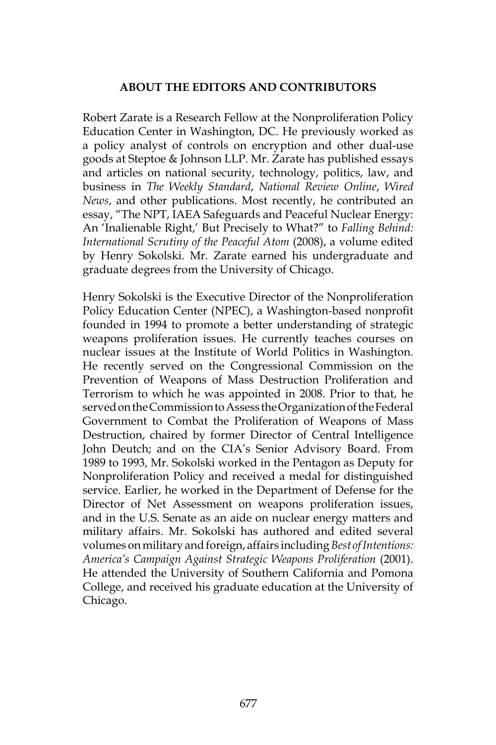## ABOUT THE EDITORS AND CONTRIBUTORS

Robert Zarate is a Research Fellow at the Nonproliferation Policy Education Center in Washington, DC. He previously worked as a policy analyst of controls on encryption and other dual-use goods at Steptoe & Johnson LLP. Mr. Zarate has published essays and articles on national security, technology, politics, law, and business in *The Weekly Standard*, *National Review Online*, *Wired News*, and other publications. Most recently, he contributed an essay, "The NPT, IAEA Safeguards and Peaceful Nuclear Energy: An 'Inalienable Right,' But Precisely to What?" to *Falling Behind: International Scrutiny of the Peaceful Atom* (2008), a volume edited by Henry Sokolski. Mr. Zarate earned his undergraduate and graduate degrees from the University of Chicago.

Henry Sokolski is the Executive Director of the Nonproliferation Policy Education Center (NPEC), a Washington-based nonprofit founded in 1994 to promote a better understanding of strategic weapons proliferation issues. He currently teaches courses on nuclear issues at the Institute of World Politics in Washington. He recently served on the Congressional Commission on the Prevention of Weapons of Mass Destruction Proliferation and Terrorism to which he was appointed in 2008. Prior to that, he served on the Commission to Assess the Organization of the Federal Government to Combat the Proliferation of Weapons of Mass Destruction, chaired by former Director of Central Intelligence John Deutch; and on the CIA's Senior Advisory Board. From 1989 to 1993, Mr. Sokolski worked in the Pentagon as Deputy for Nonproliferation Policy and received a medal for distinguished service. Earlier, he worked in the Department of Defense for the Director of Net Assessment on weapons proliferation issues, and in the U.S. Senate as an aide on nuclear energy matters and military affairs. Mr. Sokolski has authored and edited several volumes on military and foreign, affairs including *Best of Intentions: America's Campaign Against Strategic Weapons Proliferation* (2001). He attended the University of Southern California and Pomona College, and received his graduate education at the University of Chicago.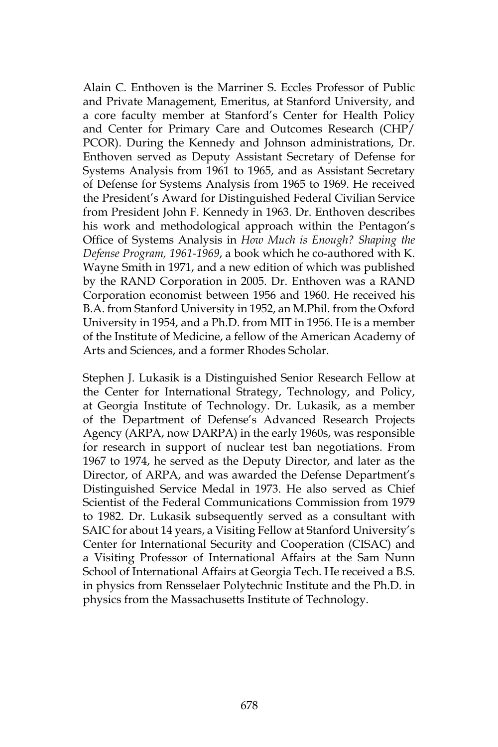Alain C. Enthoven is the Marriner S. Eccles Professor of Public and Private Management, Emeritus, at Stanford University, and a core faculty member at Stanford's Center for Health Policy and Center for Primary Care and Outcomes Research (CHP/PCOR). During the Kennedy and Johnson administrations, Dr. Enthoven served as Deputy Assistant Secretary of Defense for Systems Analysis from 1961 to 1965, and as Assistant Secretary of Defense for Systems Analysis from 1965 to 1969. He received the President's Award for Distinguished Federal Civilian Service from President John F. Kennedy in 1963. Dr. Enthoven describes his work and methodological approach within the Pentagon's Office of Systems Analysis in *How Much is Enough? Shaping the Defense Program, 1961-1969*, a book which he co-authored with K. Wayne Smith in 1971, and a new edition of which was published by the RAND Corporation in 2005. Dr. Enthoven was a RAND Corporation economist between 1956 and 1960. He received his B.A. from Stanford University in 1952, an M.Phil. from the Oxford University in 1954, and a Ph.D. from MIT in 1956. He is a member of the Institute of Medicine, a fellow of the American Academy of Arts and Sciences, and a former Rhodes Scholar.

Stephen J. Lukasik is a Distinguished Senior Research Fellow at the Center for International Strategy, Technology, and Policy, at Georgia Institute of Technology. Dr. Lukasik, as a member of the Department of Defense's Advanced Research Projects Agency (ARPA, now DARPA) in the early 1960s, was responsible for research in support of nuclear test ban negotiations. From 1967 to 1974, he served as the Deputy Director, and later as the Director, of ARPA, and was awarded the Defense Department's Distinguished Service Medal in 1973. He also served as Chief Scientist of the Federal Communications Commission from 1979 to 1982. Dr. Lukasik subsequently served as a consultant with SAIC for about 14 years, a Visiting Fellow at Stanford University's Center for International Security and Cooperation (CISAC) and a Visiting Professor of International Affairs at the Sam Nunn School of International Affairs at Georgia Tech. He received a B.S. in physics from Rensselaer Polytechnic Institute and the Ph.D. in physics from the Massachusetts Institute of Technology.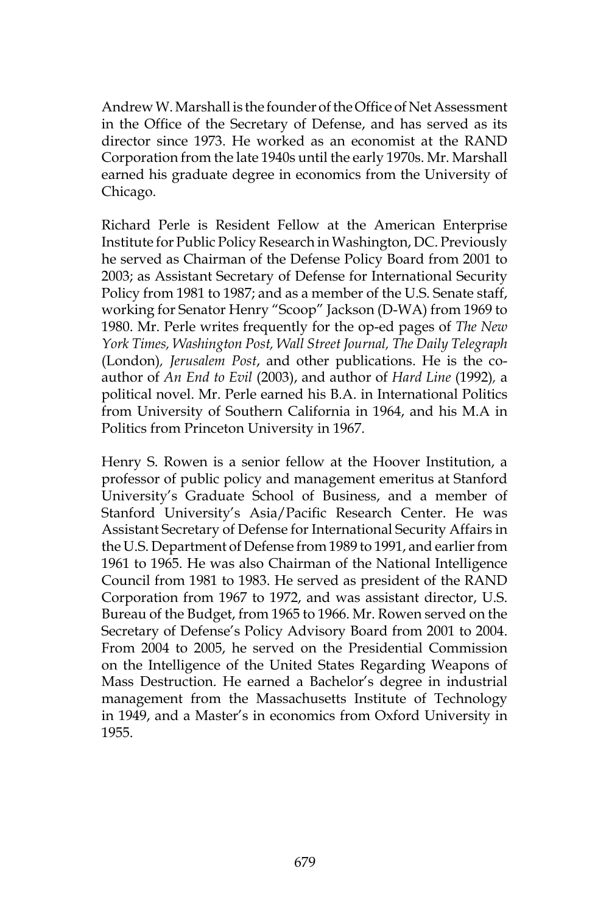Andrew W. Marshall is the founder of the Office of Net Assessment in the Office of the Secretary of Defense, and has served as its director since 1973. He worked as an economist at the RAND Corporation from the late 1940s until the early 1970s. Mr. Marshall earned his graduate degree in economics from the University of Chicago.

Richard Perle is Resident Fellow at the American Enterprise Institute for Public Policy Research in Washington, DC. Previously he served as Chairman of the Defense Policy Board from 2001 to 2003; as Assistant Secretary of Defense for International Security Policy from 1981 to 1987; and as a member of the U.S. Senate staff, working for Senator Henry "Scoop" Jackson (D-WA) from 1969 to 1980. Mr. Perle writes frequently for the op-ed pages of *The New York Times, Washington Post, Wall Street Journal, The Daily Telegraph* (London), *Jerusalem Post*, and other publications. He is the co-author of *An End to Evil* (2003), and author of *Hard Line* (1992), a political novel. Mr. Perle earned his B.A. in International Politics from University of Southern California in 1964, and his M.A in Politics from Princeton University in 1967.

Henry S. Rowen is a senior fellow at the Hoover Institution, a professor of public policy and management emeritus at Stanford University's Graduate School of Business, and a member of Stanford University's Asia/Pacific Research Center. He was Assistant Secretary of Defense for International Security Affairs in the U.S. Department of Defense from 1989 to 1991, and earlier from 1961 to 1965. He was also Chairman of the National Intelligence Council from 1981 to 1983. He served as president of the RAND Corporation from 1967 to 1972, and was assistant director, U.S. Bureau of the Budget, from 1965 to 1966. Mr. Rowen served on the Secretary of Defense's Policy Advisory Board from 2001 to 2004. From 2004 to 2005, he served on the Presidential Commission on the Intelligence of the United States Regarding Weapons of Mass Destruction. He earned a Bachelor's degree in industrial management from the Massachusetts Institute of Technology in 1949, and a Master's in economics from Oxford University in 1955.